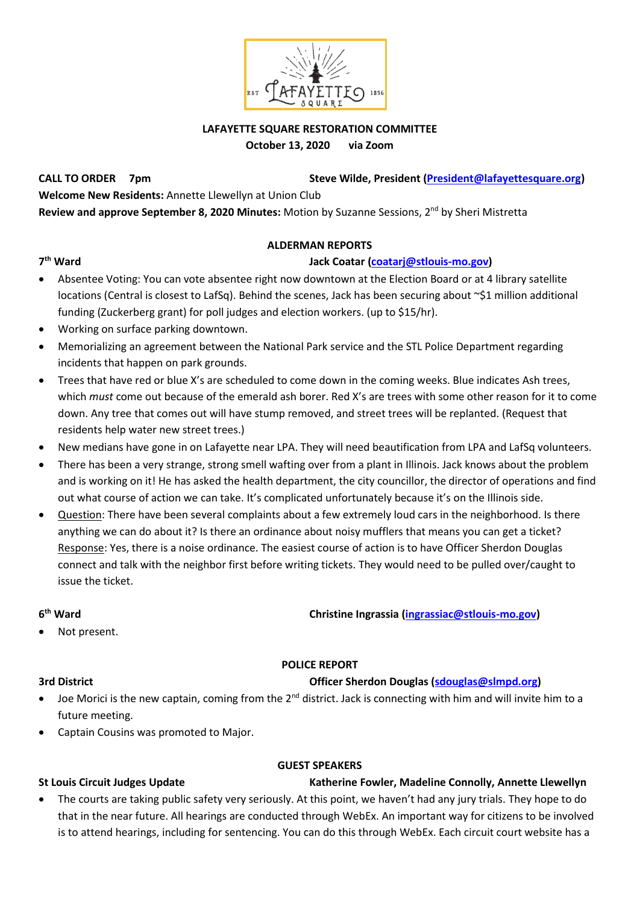## LAFAYETTE SQUARE RESTORATION COMMITTEE

**October 13, 2020 via Zoom**

**CALL TO ORDER 7pm** **Steve Wilde, President (President@lafayettesquare.org)**

**Welcome New Residents:** Annette Llewellyn at Union Club

**Review and approve September 8, 2020 Minutes:** Motion by Suzanne Sessions, 2nd by Sheri Mistretta

### ALDERMAN REPORTS

**7th Ward** **Jack Coatar (coatarj@stlouis-mo.gov)**

- Absentee Voting: You can vote absentee right now downtown at the Election Board or at 4 library satellite locations (Central is closest to LafSq). Behind the scenes, Jack has been securing about ~$1 million additional funding (Zuckerberg grant) for poll judges and election workers. (up to $15/hr).
- Working on surface parking downtown.
- Memorializing an agreement between the National Park service and the STL Police Department regarding incidents that happen on park grounds.
- Trees that have red or blue X's are scheduled to come down in the coming weeks. Blue indicates Ash trees, which *must* come out because of the emerald ash borer. Red X's are trees with some other reason for it to come down. Any tree that comes out will have stump removed, and street trees will be replanted. (Request that residents help water new street trees.)
- New medians have gone in on Lafayette near LPA. They will need beautification from LPA and LafSq volunteers.
- There has been a very strange, strong smell wafting over from a plant in Illinois. Jack knows about the problem and is working on it! He has asked the health department, the city councillor, the director of operations and find out what course of action we can take. It's complicated unfortunately because it's on the Illinois side.
- Question: There have been several complaints about a few extremely loud cars in the neighborhood. Is there anything we can do about it? Is there an ordinance about noisy mufflers that means you can get a ticket? Response: Yes, there is a noise ordinance. The easiest course of action is to have Officer Sherdon Douglas connect and talk with the neighbor first before writing tickets. They would need to be pulled over/caught to issue the ticket.

**6th Ward** **Christine Ingrassia (ingrassiac@stlouis-mo.gov)**

- Not present.

### POLICE REPORT

**3rd District** **Officer Sherdon Douglas (sdouglas@slmpd.org)**

- Joe Morici is the new captain, coming from the 2nd district. Jack is connecting with him and will invite him to a future meeting.
- Captain Cousins was promoted to Major.

### GUEST SPEAKERS

**St Louis Circuit Judges Update** **Katherine Fowler, Madeline Connolly, Annette Llewellyn**

- The courts are taking public safety very seriously. At this point, we haven't had any jury trials. They hope to do that in the near future. All hearings are conducted through WebEx. An important way for citizens to be involved is to attend hearings, including for sentencing. You can do this through WebEx. Each circuit court website has a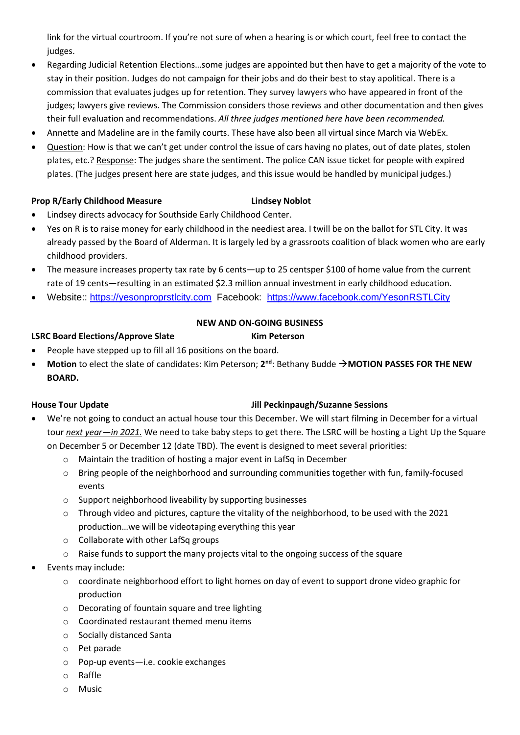link for the virtual courtroom. If you're not sure of when a hearing is or which court, feel free to contact the judges.

- Regarding Judicial Retention Elections…some judges are appointed but then have to get a majority of the vote to stay in their position. Judges do not campaign for their jobs and do their best to stay apolitical. There is a commission that evaluates judges up for retention. They survey lawyers who have appeared in front of the judges; lawyers give reviews. The Commission considers those reviews and other documentation and then gives their full evaluation and recommendations. *All three judges mentioned here have been recommended.*
- Annette and Madeline are in the family courts. These have also been all virtual since March via WebEx.
- Question: How is that we can't get under control the issue of cars having no plates, out of date plates, stolen plates, etc.? Response: The judges share the sentiment. The police CAN issue ticket for people with expired plates. (The judges present here are state judges, and this issue would be handled by municipal judges.)

**Prop R/Early Childhood Measure** **Lindsey Noblot**

- Lindsey directs advocacy for Southside Early Childhood Center.
- Yes on R is to raise money for early childhood in the neediest area. I twill be on the ballot for STL City. It was already passed by the Board of Alderman. It is largely led by a grassroots coalition of black women who are early childhood providers.
- The measure increases property tax rate by 6 cents—up to 25 centsper $100 of home value from the current rate of 19 cents—resulting in an estimated $2.3 million annual investment in early childhood education.
- Website:: https://yesonproprstlcity.com Facebook: https://www.facebook.com/YesonRSTLCity

**NEW AND ON-GOING BUSINESS**

**LSRC Board Elections/Approve Slate** **Kim Peterson**

- People have stepped up to fill all 16 positions on the board.
- **Motion** to elect the slate of candidates: Kim Peterson; 2nd: Bethany Budde →**MOTION PASSES FOR THE NEW BOARD.**

**House Tour Update** **Jill Peckinpaugh/Suzanne Sessions**

- We're not going to conduct an actual house tour this December. We will start filming in December for a virtual tour *next year—in 2021.* We need to take baby steps to get there. The LSRC will be hosting a Light Up the Square on December 5 or December 12 (date TBD). The event is designed to meet several priorities:
  - Maintain the tradition of hosting a major event in LafSq in December
  - Bring people of the neighborhood and surrounding communities together with fun, family-focused events
  - Support neighborhood liveability by supporting businesses
  - Through video and pictures, capture the vitality of the neighborhood, to be used with the 2021 production…we will be videotaping everything this year
  - Collaborate with other LafSq groups
  - Raise funds to support the many projects vital to the ongoing success of the square
- Events may include:
  - coordinate neighborhood effort to light homes on day of event to support drone video graphic for production
  - Decorating of fountain square and tree lighting
  - Coordinated restaurant themed menu items
  - Socially distanced Santa
  - Pet parade
  - Pop-up events—i.e. cookie exchanges
  - Raffle
  - Music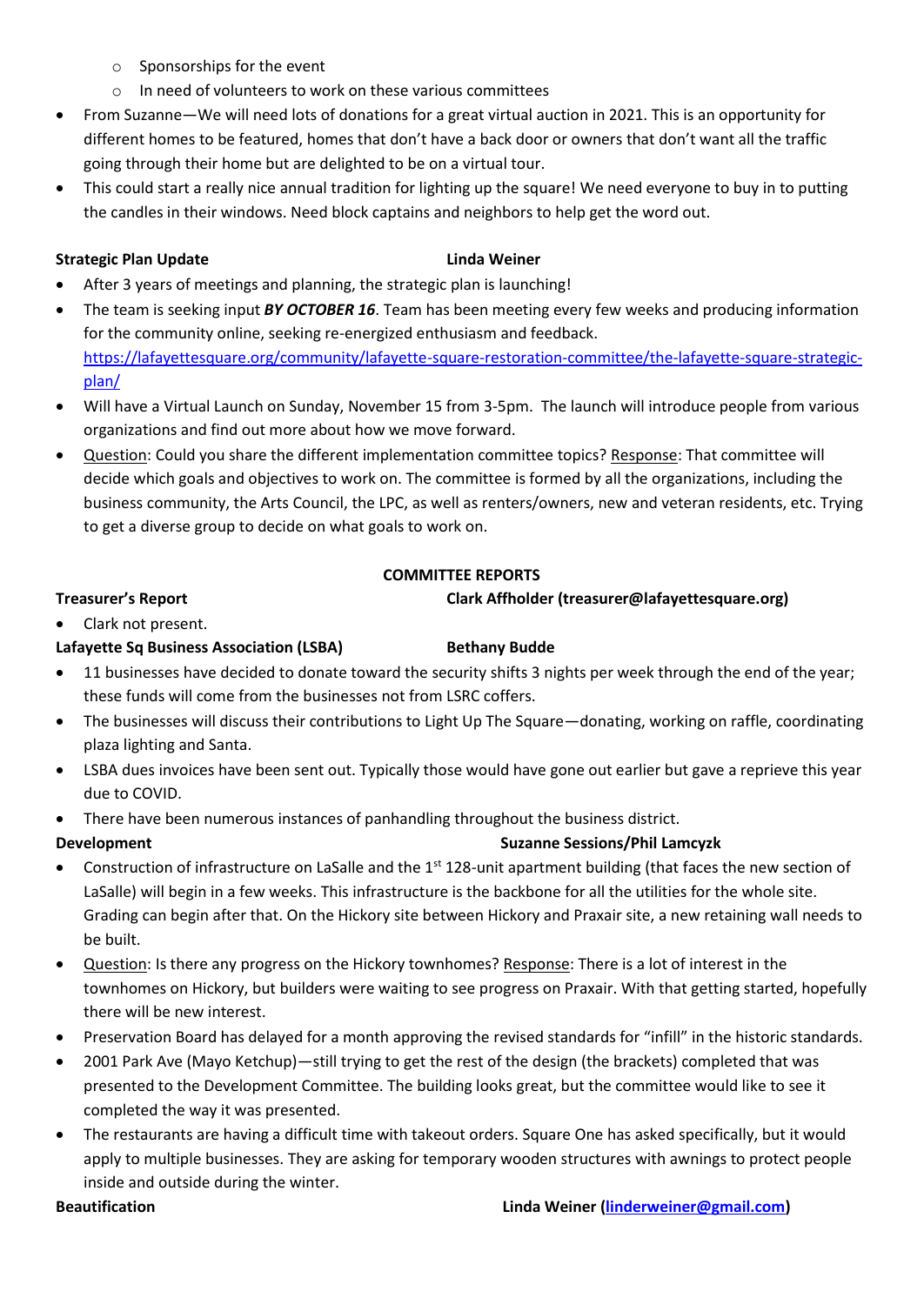- Sponsorships for the event
  - In need of volunteers to work on these various committees
- From Suzanne—We will need lots of donations for a great virtual auction in 2021. This is an opportunity for different homes to be featured, homes that don't have a back door or owners that don't want all the traffic going through their home but are delighted to be on a virtual tour.
- This could start a really nice annual tradition for lighting up the square! We need everyone to buy in to putting the candles in their windows. Need block captains and neighbors to help get the word out.

**Strategic Plan Update** **Linda Weiner**

- After 3 years of meetings and planning, the strategic plan is launching!
- The team is seeking input ***BY OCTOBER 16***. Team has been meeting every few weeks and producing information for the community online, seeking re-energized enthusiasm and feedback. https://lafayettesquare.org/community/lafayette-square-restoration-committee/the-lafayette-square-strategic-plan/
- Will have a Virtual Launch on Sunday, November 15 from 3-5pm. The launch will introduce people from various organizations and find out more about how we move forward.
- Question: Could you share the different implementation committee topics? Response: That committee will decide which goals and objectives to work on. The committee is formed by all the organizations, including the business community, the Arts Council, the LPC, as well as renters/owners, new and veteran residents, etc. Trying to get a diverse group to decide on what goals to work on.

## COMMITTEE REPORTS

**Treasurer's Report** **Clark Affholder (treasurer@lafayettesquare.org)**

- Clark not present.

**Lafayette Sq Business Association (LSBA)** **Bethany Budde**

- 11 businesses have decided to donate toward the security shifts 3 nights per week through the end of the year; these funds will come from the businesses not from LSRC coffers.
- The businesses will discuss their contributions to Light Up The Square—donating, working on raffle, coordinating plaza lighting and Santa.
- LSBA dues invoices have been sent out. Typically those would have gone out earlier but gave a reprieve this year due to COVID.
- There have been numerous instances of panhandling throughout the business district.

**Development** **Suzanne Sessions/Phil Lamcyzk**

- Construction of infrastructure on LaSalle and the 1st 128-unit apartment building (that faces the new section of LaSalle) will begin in a few weeks. This infrastructure is the backbone for all the utilities for the whole site. Grading can begin after that. On the Hickory site between Hickory and Praxair site, a new retaining wall needs to be built.
- Question: Is there any progress on the Hickory townhomes? Response: There is a lot of interest in the townhomes on Hickory, but builders were waiting to see progress on Praxair. With that getting started, hopefully there will be new interest.
- Preservation Board has delayed for a month approving the revised standards for "infill" in the historic standards.
- 2001 Park Ave (Mayo Ketchup)—still trying to get the rest of the design (the brackets) completed that was presented to the Development Committee. The building looks great, but the committee would like to see it completed the way it was presented.
- The restaurants are having a difficult time with takeout orders. Square One has asked specifically, but it would apply to multiple businesses. They are asking for temporary wooden structures with awnings to protect people inside and outside during the winter.

**Beautification** **Linda Weiner (linderweiner@gmail.com)**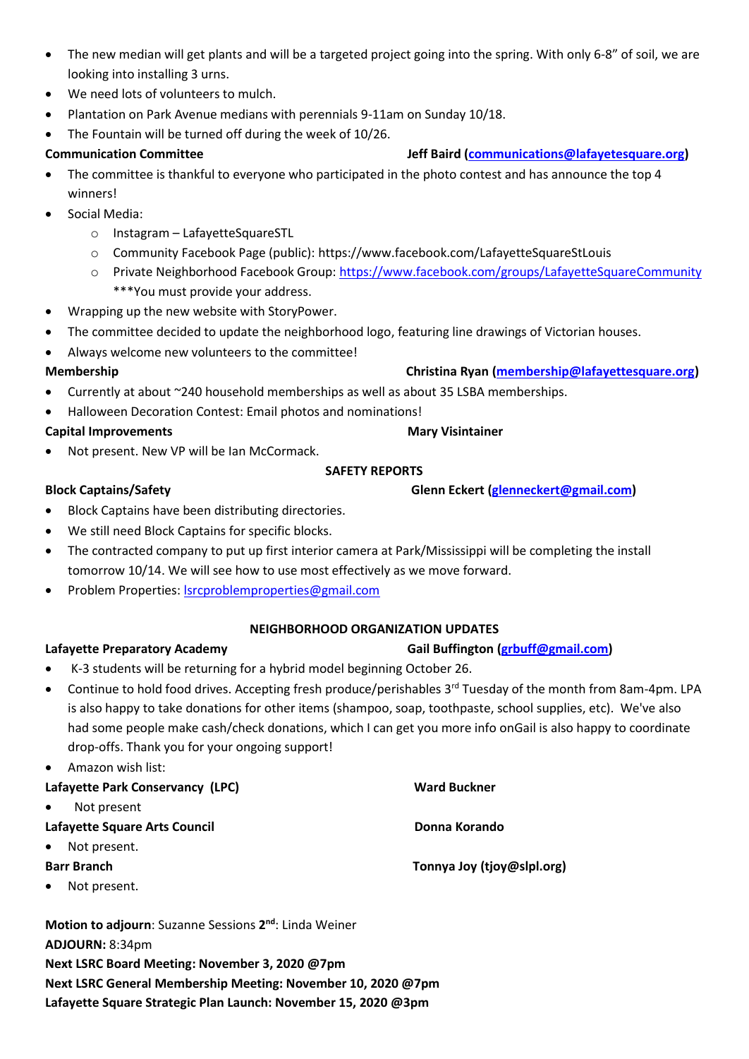- The new median will get plants and will be a targeted project going into the spring. With only 6-8" of soil, we are looking into installing 3 urns.
- We need lots of volunteers to mulch.
- Plantation on Park Avenue medians with perennials 9-11am on Sunday 10/18.
- The Fountain will be turned off during the week of 10/26.

**Communication Committee** **Jeff Baird ([communications@lafayetesquare.org](mailto:communications@lafayetesquare.org))**

- The committee is thankful to everyone who participated in the photo contest and has announce the top 4 winners!
- Social Media:
  - Instagram – LafayetteSquareSTL
  - Community Facebook Page (public): https://www.facebook.com/LafayetteSquareStLouis
  - Private Neighborhood Facebook Group: [https://www.facebook.com/groups/LafayetteSquareCommunity](https://www.facebook.com/groups/LafayetteSquareCommunity) ***You must provide your address.
- Wrapping up the new website with StoryPower.
- The committee decided to update the neighborhood logo, featuring line drawings of Victorian houses.
- Always welcome new volunteers to the committee!

**Membership** **Christina Ryan ([membership@lafayettesquare.org](mailto:membership@lafayettesquare.org))**

- Currently at about ~240 household memberships as well as about 35 LSBA memberships.
- Halloween Decoration Contest: Email photos and nominations!

**Capital Improvements** **Mary Visintainer**

- Not present. New VP will be Ian McCormack.

**SAFETY REPORTS**

**Block Captains/Safety** **Glenn Eckert ([glenneckert@gmail.com](mailto:glenneckert@gmail.com))**

- Block Captains have been distributing directories.
- We still need Block Captains for specific blocks.
- The contracted company to put up first interior camera at Park/Mississippi will be completing the install tomorrow 10/14. We will see how to use most effectively as we move forward.
- Problem Properties: [lsrcproblemproperties@gmail.com](mailto:lsrcproblemproperties@gmail.com)

**NEIGHBORHOOD ORGANIZATION UPDATES**

**Lafayette Preparatory Academy** **Gail Buffington ([grbuff@gmail.com](mailto:grbuff@gmail.com))**

- K-3 students will be returning for a hybrid model beginning October 26.
- Continue to hold food drives. Accepting fresh produce/perishables 3rd Tuesday of the month from 8am-4pm. LPA is also happy to take donations for other items (shampoo, soap, toothpaste, school supplies, etc). We've also had some people make cash/check donations, which I can get you more info onGail is also happy to coordinate drop-offs. Thank you for your ongoing support!
- Amazon wish list:

**Lafayette Park Conservancy (LPC)** **Ward Buckner**

- Not present

**Lafayette Square Arts Council** **Donna Korando**

- Not present.

**Barr Branch** **Tonnya Joy (tjoy@slpl.org)**

- Not present.

**Motion to adjourn**: Suzanne Sessions **2nd**: Linda Weiner
**ADJOURN:** 8:34pm
**Next LSRC Board Meeting: November 3, 2020 @7pm**
**Next LSRC General Membership Meeting: November 10, 2020 @7pm**
**Lafayette Square Strategic Plan Launch: November 15, 2020 @3pm**